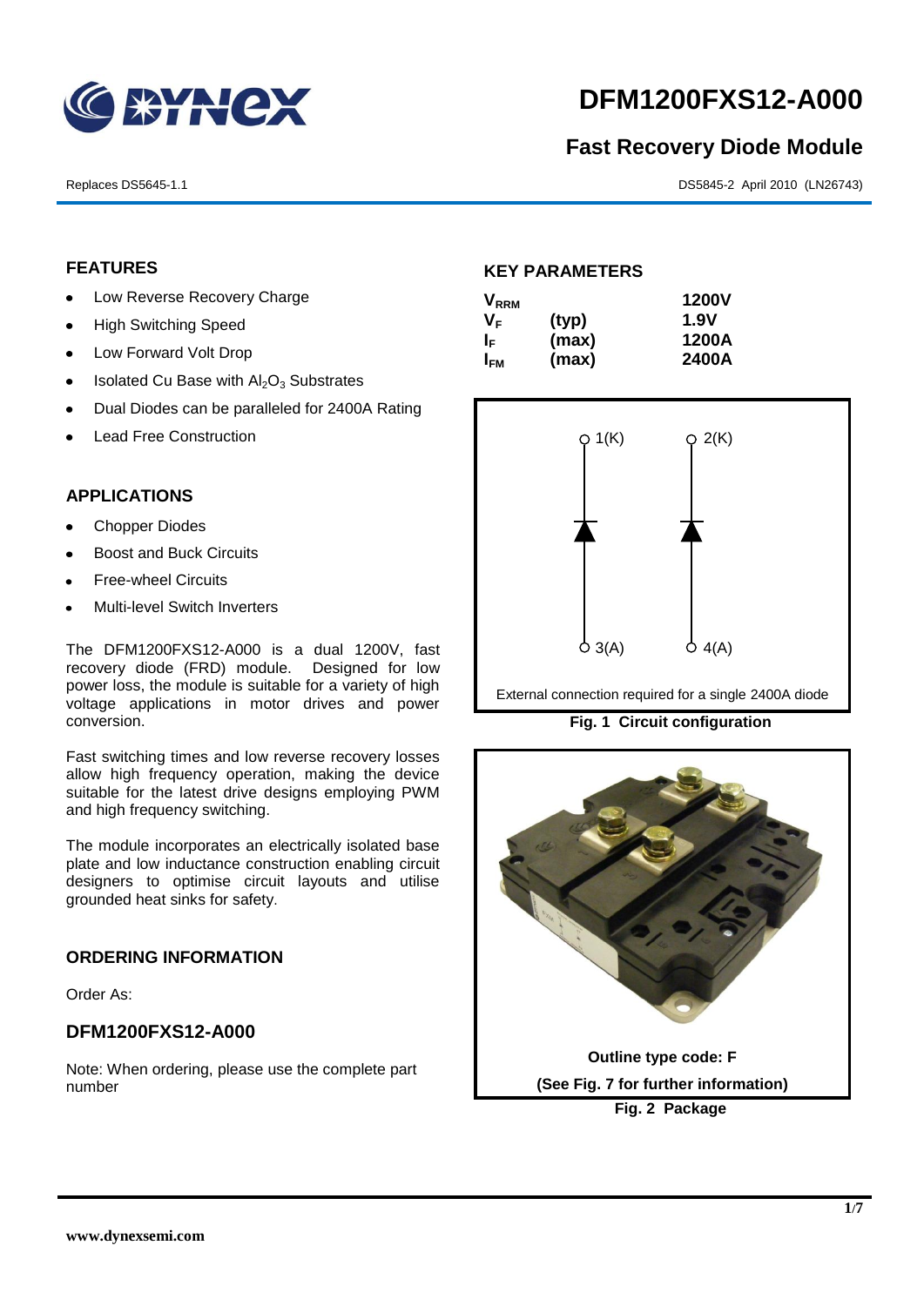# DFM1200FXS12-A000

## Fast Recovery Diode Module

Replaces DS5645-1.1

DS5845-2 April 2010 (LN26743)

### FEATURES

- Low Reverse Recovery Charge
- High Switching Speed
- Low Forward Volt Drop
- Isolated Cu Base with $Al_2O_3$ Substrates
- Dual Diodes can be paralleled for 2400A Rating
- Lead Free Construction

### APPLICATIONS

- Chopper Diodes
- Boost and Buck Circuits
- Free-wheel Circuits
- Multi-level Switch Inverters

The DFM1200FXS12-A000 is a dual 1200V, fast recovery diode (FRD) module. Designed for low power loss, the module is suitable for a variety of high voltage applications in motor drives and power conversion.

Fast switching times and low reverse recovery losses allow high frequency operation, making the device suitable for the latest drive designs employing PWM and high frequency switching.

The module incorporates an electrically isolated base plate and low inductance construction enabling circuit designers to optimise circuit layouts and utilise grounded heat sinks for safety.

### ORDERING INFORMATION

Order As:

### DFM1200FXS12-A000

Note: When ordering, please use the complete part number

### KEY PARAMETERS

| | | |
|---|---|---|
| $V_{RRM}$ | | 1200V |
| $V_F$ | (typ) | 1.9V |
| $I_F$ | (max) | 1200A |
| $I_{FM}$ | (max) | 2400A |

1(K) 2(K)

3(A) 4(A)

External connection required for a single 2400A diode

**Fig. 1 Circuit configuration**

**Outline type code: F**

**(See Fig. 7 for further information)**

**Fig. 2 Package**

www.dynexsemi.com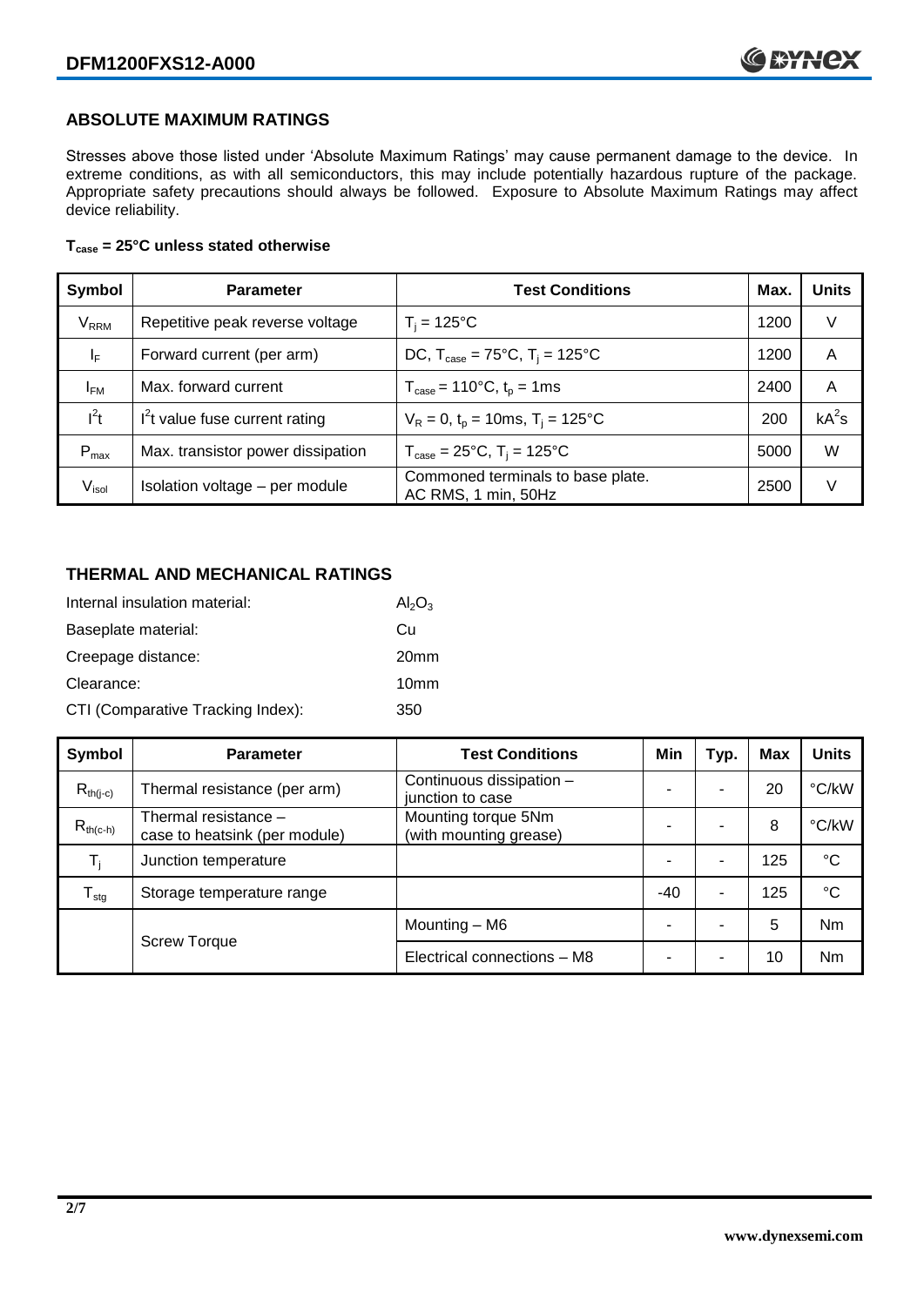## ABSOLUTE MAXIMUM RATINGS

Stresses above those listed under 'Absolute Maximum Ratings' may cause permanent damage to the device. In extreme conditions, as with all semiconductors, this may include potentially hazardous rupture of the package. Appropriate safety precautions should always be followed. Exposure to Absolute Maximum Ratings may affect device reliability.

**$T_{case}$ = 25°C unless stated otherwise**

| Symbol | Parameter | Test Conditions | Max. | Units |
|---|---|---|---|---|
| $V_{RRM}$ | Repetitive peak reverse voltage | $T_j$ = 125°C | 1200 | V |
| $I_F$ | Forward current (per arm) | DC, $T_{case}$ = 75°C, $T_j$ = 125°C | 1200 | A |
| $I_{FM}$ | Max. forward current | $T_{case}$ = 110°C, $t_p$ = 1ms | 2400 | A |
| $I^2t$ | $I^2t$ value fuse current rating | $V_R$ = 0, $t_p$ = 10ms, $T_j$ = 125°C | 200 | $kA^2s$ |
| $P_{max}$ | Max. transistor power dissipation | $T_{case}$ = 25°C, $T_j$ = 125°C | 5000 | W |
| $V_{isol}$ | Isolation voltage – per module | Commoned terminals to base plate. AC RMS, 1 min, 50Hz | 2500 | V |

## THERMAL AND MECHANICAL RATINGS

Internal insulation material: $Al_2O_3$

Baseplate material: Cu

Creepage distance: 20mm

Clearance: 10mm

CTI (Comparative Tracking Index): 350

| Symbol | Parameter | Test Conditions | Min | Typ. | Max | Units |
|---|---|---|---|---|---|---|
| $R_{th(j-c)}$ | Thermal resistance (per arm) | Continuous dissipation – junction to case | - | - | 20 | °C/kW |
| $R_{th(c-h)}$ | Thermal resistance – case to heatsink (per module) | Mounting torque 5Nm (with mounting grease) | - | - | 8 | °C/kW |
| $T_j$ | Junction temperature | | - | - | 125 | °C |
| $T_{stg}$ | Storage temperature range | | -40 | - | 125 | °C |
| | Screw Torque | Mounting – M6 | - | - | 5 | Nm |
| | | Electrical connections – M8 | - | - | 10 | Nm |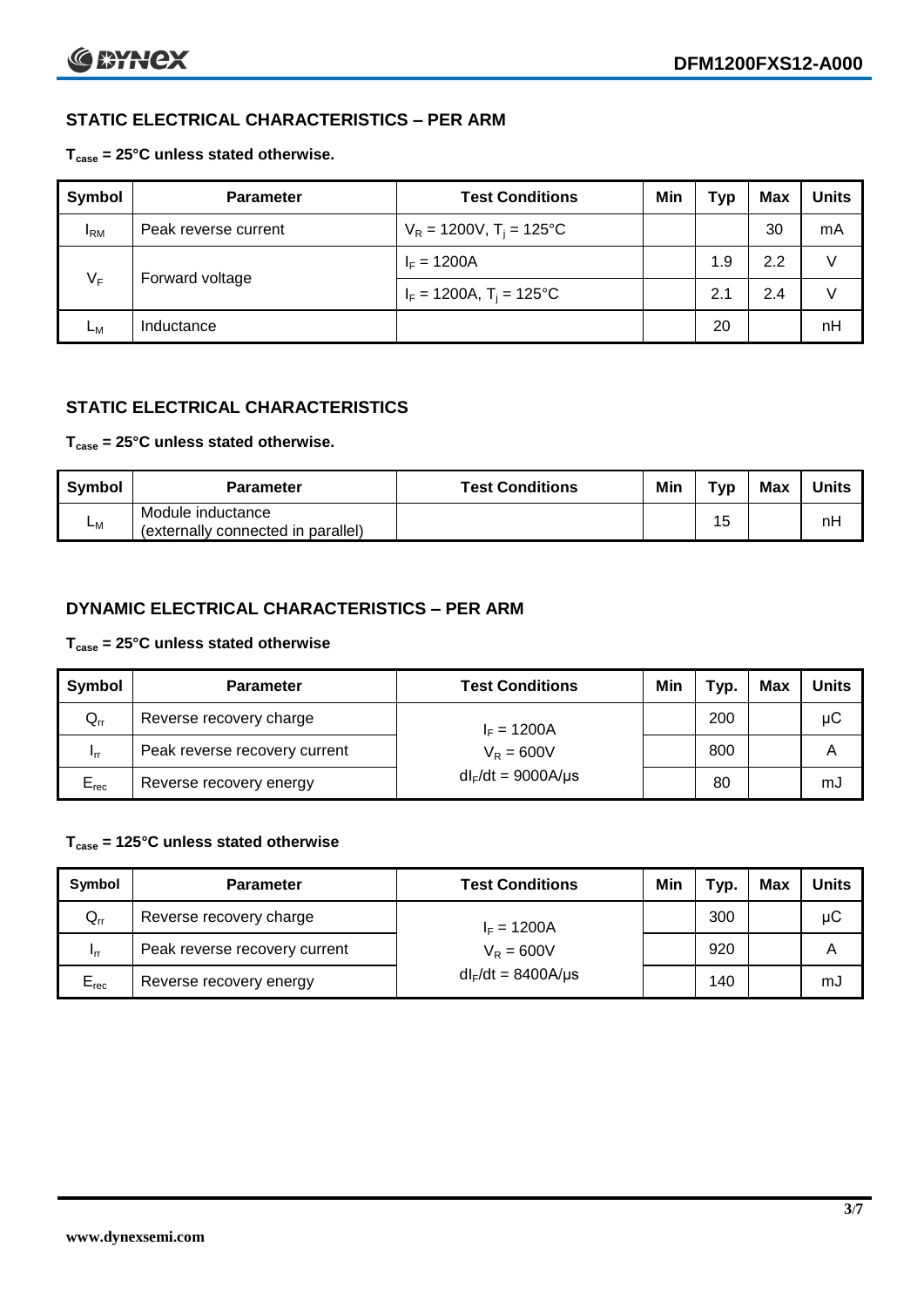## STATIC ELECTRICAL CHARACTERISTICS – PER ARM

**$T_{case}$ = 25°C unless stated otherwise.**

| Symbol | Parameter | Test Conditions | Min | Typ | Max | Units |
|---|---|---|---|---|---|---|
| $I_{RM}$ | Peak reverse current | $V_R$ = 1200V, $T_j$ = 125°C | | | 30 | mA |
| $V_F$ | Forward voltage | $I_F$ = 1200A | | 1.9 | 2.2 | V |
| | | $I_F$ = 1200A, $T_j$ = 125°C | | 2.1 | 2.4 | V |
| $L_M$ | Inductance | | | 20 | | nH |

## STATIC ELECTRICAL CHARACTERISTICS

**$T_{case}$ = 25°C unless stated otherwise.**

| Symbol | Parameter | Test Conditions | Min | Typ | Max | Units |
|---|---|---|---|---|---|---|
| $L_M$ | Module inductance (externally connected in parallel) | | | 15 | | nH |

## DYNAMIC ELECTRICAL CHARACTERISTICS – PER ARM

**$T_{case}$ = 25°C unless stated otherwise**

| Symbol | Parameter | Test Conditions | Min | Typ. | Max | Units |
|---|---|---|---|---|---|---|
| $Q_{rr}$ | Reverse recovery charge | $I_F$ = 1200A | | 200 | | µC |
| $I_{rr}$ | Peak reverse recovery current | $V_R$ = 600V | | 800 | | A |
| $E_{rec}$ | Reverse recovery energy | $dI_F/dt$ = 9000A/µs | | 80 | | mJ |

**$T_{case}$ = 125°C unless stated otherwise**

| Symbol | Parameter | Test Conditions | Min | Typ. | Max | Units |
|---|---|---|---|---|---|---|
| $Q_{rr}$ | Reverse recovery charge | $I_F$ = 1200A | | 300 | | µC |
| $I_{rr}$ | Peak reverse recovery current | $V_R$ = 600V | | 920 | | A |
| $E_{rec}$ | Reverse recovery energy | $dI_F/dt$ = 8400A/µs | | 140 | | mJ |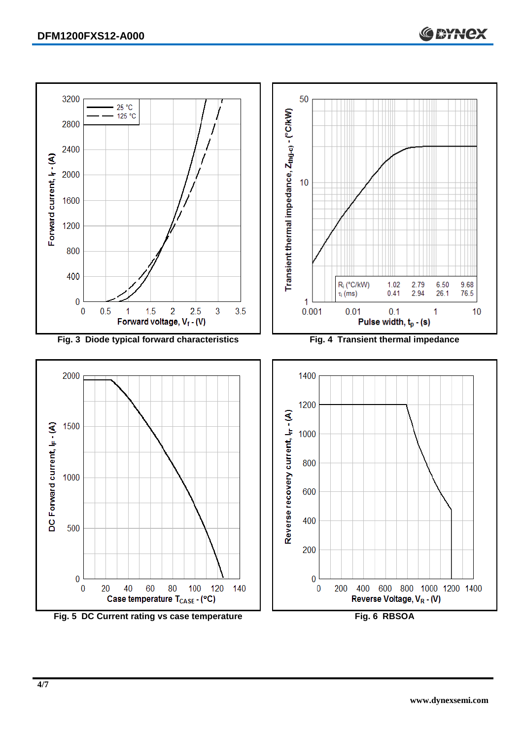Fig. 3 Diode typical forward characteristics

Fig. 4 Transient thermal impedance

| $R_i$ (°C/kW) | 1.02 | 2.79 | 6.50 | 9.68 |
|---|---|---|---|---|
| $\tau_i$ (ms) | 0.41 | 2.94 | 26.1 | 76.5 |

Fig. 5 DC Current rating vs case temperature

Fig. 6 RBSOA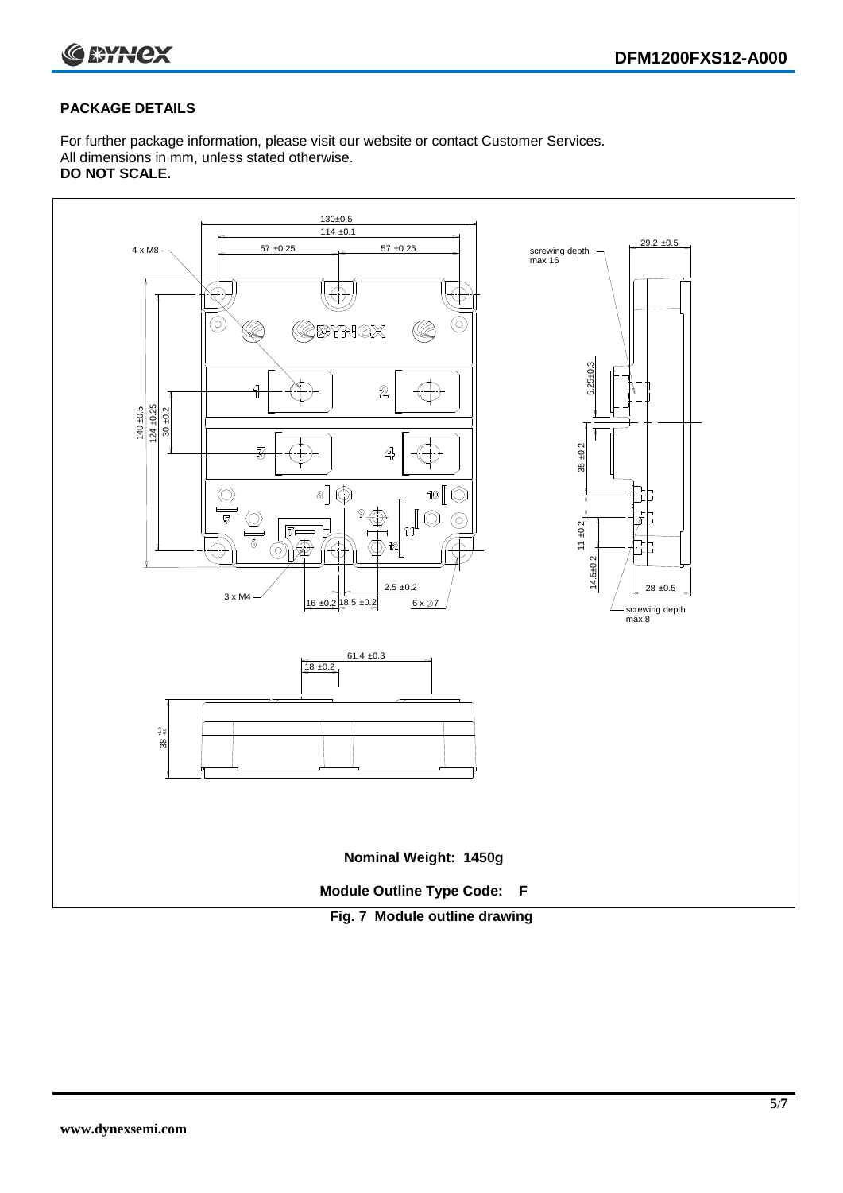## PACKAGE DETAILS

For further package information, please visit our website or contact Customer Services.
All dimensions in mm, unless stated otherwise.
**DO NOT SCALE.**

**Nominal Weight: 1450g**

**Module Outline Type Code: F**

**Fig. 7 Module outline drawing**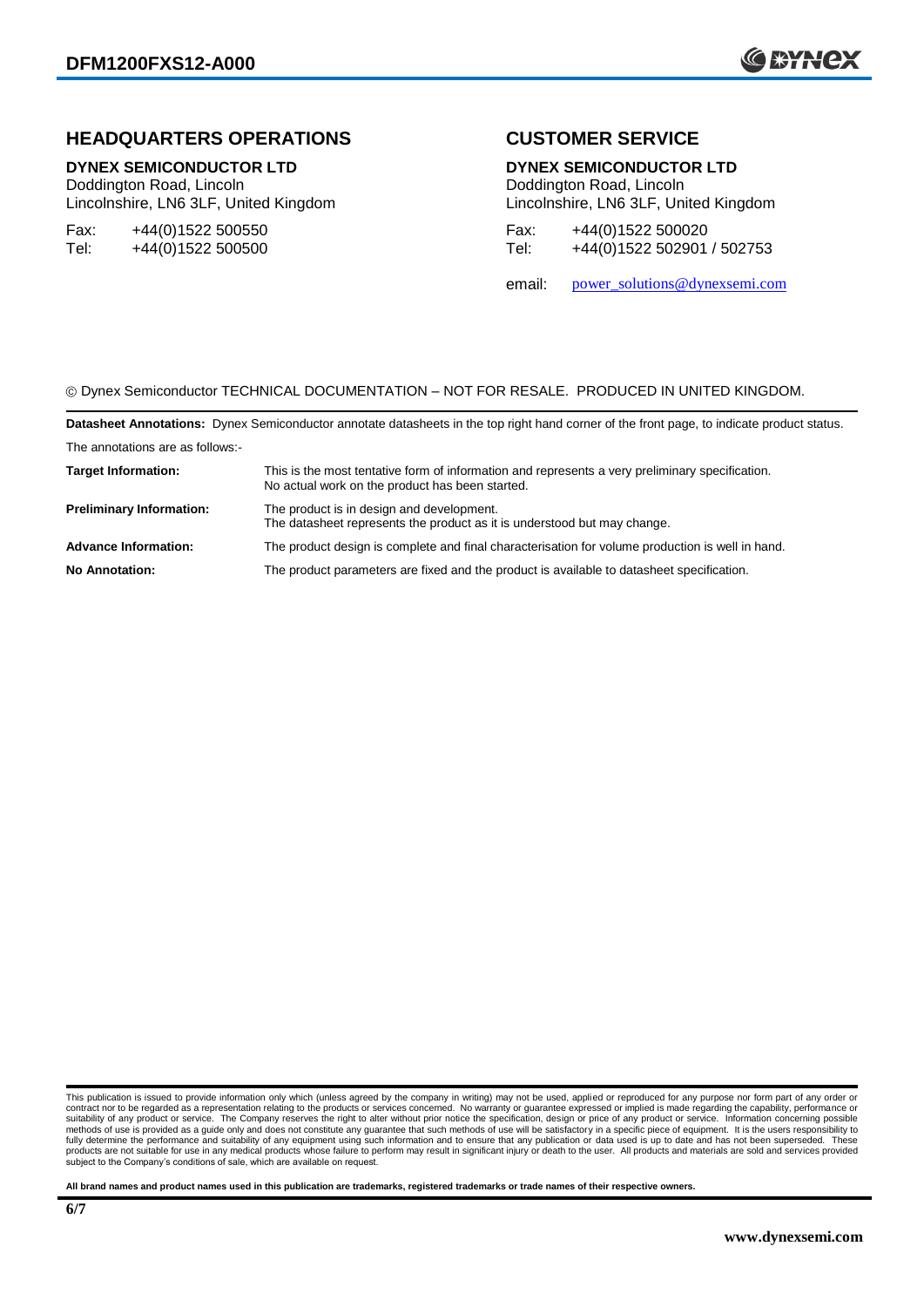## HEADQUARTERS OPERATIONS

**DYNEX SEMICONDUCTOR LTD**
Doddington Road, Lincoln
Lincolnshire, LN6 3LF, United Kingdom

Fax: +44(0)1522 500550
Tel: +44(0)1522 500500

## CUSTOMER SERVICE

**DYNEX SEMICONDUCTOR LTD**
Doddington Road, Lincoln
Lincolnshire, LN6 3LF, United Kingdom

Fax: +44(0)1522 500020
Tel: +44(0)1522 502901 / 502753

email: power_solutions@dynexsemi.com

© Dynex Semiconductor TECHNICAL DOCUMENTATION – NOT FOR RESALE. PRODUCED IN UNITED KINGDOM.

**Datasheet Annotations:** Dynex Semiconductor annotate datasheets in the top right hand corner of the front page, to indicate product status.

The annotations are as follows:-

| | |
|---|---|
| **Target Information:** | This is the most tentative form of information and represents a very preliminary specification. No actual work on the product has been started. |
| **Preliminary Information:** | The product is in design and development. The datasheet represents the product as it is understood but may change. |
| **Advance Information:** | The product design is complete and final characterisation for volume production is well in hand. |
| **No Annotation:** | The product parameters are fixed and the product is available to datasheet specification. |

This publication is issued to provide information only which (unless agreed by the company in writing) may not be used, applied or reproduced for any purpose nor form part of any order or contract nor to be regarded as a representation relating to the products or services concerned. No warranty or guarantee expressed or implied is made regarding the capability, performance or suitability of any product or service. The Company reserves the right to alter without prior notice the specification, design or price of any product or service. Information concerning possible methods of use is provided as a guide only and does not constitute any guarantee that such methods of use will be satisfactory in a specific piece of equipment. It is the users responsibility to fully determine the performance and suitability of any equipment using such information and to ensure that any publication or data used is up to date and has not been superseded. These products are not suitable for use in any medical products whose failure to perform may result in significant injury or death to the user. All products and materials are sold and services provided subject to the Company's conditions of sale, which are available on request.

**All brand names and product names used in this publication are trademarks, registered trademarks or trade names of their respective owners.**